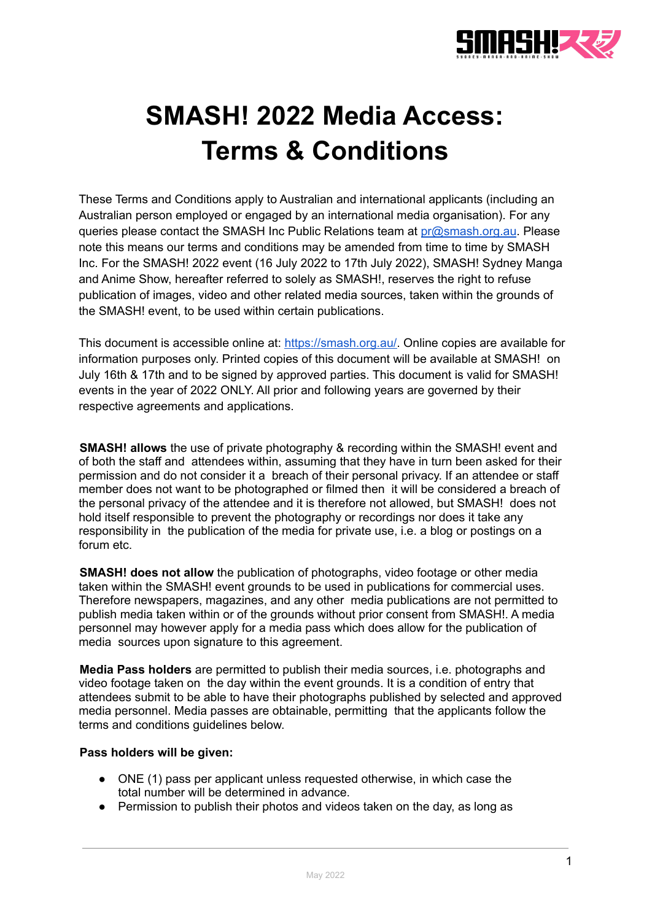# SMASH! 2022 Media Access: Terms & Conditions

These Terms and Conditions apply to Australian and international applicants (including an Australian person employed or engaged by an international media organisation). For any queries please contact the SMASH Inc Public Relations team at [pr@smash.org.au](mailto:pr@smash.org.au). Please note this means our terms and conditions may be amended from time to time by SMASH Inc. For the SMASH! 2022 event (16 July 2022 to 17th July 2022), SMASH! Sydney Manga and Anime Show, hereafter referred to solely as SMASH!, reserves the right to refuse publication of images, video and other related media sources, taken within the grounds of the SMASH! event, to be used within certain publications.

This document is accessible online at: [https://smash.org.au/](https://smash.org.au/). Online copies are available for information purposes only. Printed copies of this document will be available at SMASH! on July 16th & 17th and to be signed by approved parties. This document is valid for SMASH! events in the year of 2022 ONLY. All prior and following years are governed by their respective agreements and applications.

**SMASH! allows** the use of private photography & recording within the SMASH! event and of both the staff and attendees within, assuming that they have in turn been asked for their permission and do not consider it a breach of their personal privacy. If an attendee or staff member does not want to be photographed or filmed then it will be considered a breach of the personal privacy of the attendee and it is therefore not allowed, but SMASH! does not hold itself responsible to prevent the photography or recordings nor does it take any responsibility in the publication of the media for private use, i.e. a blog or postings on a forum etc.

**SMASH! does not allow** the publication of photographs, video footage or other media taken within the SMASH! event grounds to be used in publications for commercial uses. Therefore newspapers, magazines, and any other media publications are not permitted to publish media taken within or of the grounds without prior consent from SMASH!. A media personnel may however apply for a media pass which does allow for the publication of media sources upon signature to this agreement.

**Media Pass holders** are permitted to publish their media sources, i.e. photographs and video footage taken on the day within the event grounds. It is a condition of entry that attendees submit to be able to have their photographs published by selected and approved media personnel. Media passes are obtainable, permitting that the applicants follow the terms and conditions guidelines below.

**Pass holders will be given:**

- ONE (1) pass per applicant unless requested otherwise, in which case the total number will be determined in advance.
- Permission to publish their photos and videos taken on the day, as long as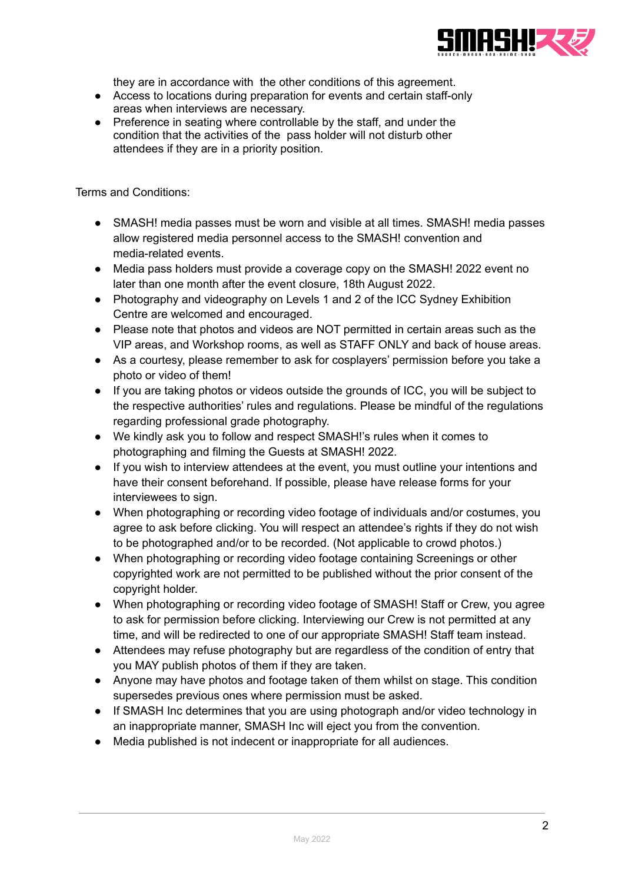they are in accordance with the other conditions of this agreement.

- Access to locations during preparation for events and certain staff-only areas when interviews are necessary.
- Preference in seating where controllable by the staff, and under the condition that the activities of the pass holder will not disturb other attendees if they are in a priority position.

Terms and Conditions:

- SMASH! media passes must be worn and visible at all times. SMASH! media passes allow registered media personnel access to the SMASH! convention and media-related events.
- Media pass holders must provide a coverage copy on the SMASH! 2022 event no later than one month after the event closure, 18th August 2022.
- Photography and videography on Levels 1 and 2 of the ICC Sydney Exhibition Centre are welcomed and encouraged.
- Please note that photos and videos are NOT permitted in certain areas such as the VIP areas, and Workshop rooms, as well as STAFF ONLY and back of house areas.
- As a courtesy, please remember to ask for cosplayers' permission before you take a photo or video of them!
- If you are taking photos or videos outside the grounds of ICC, you will be subject to the respective authorities' rules and regulations. Please be mindful of the regulations regarding professional grade photography.
- We kindly ask you to follow and respect SMASH!'s rules when it comes to photographing and filming the Guests at SMASH! 2022.
- If you wish to interview attendees at the event, you must outline your intentions and have their consent beforehand. If possible, please have release forms for your interviewees to sign.
- When photographing or recording video footage of individuals and/or costumes, you agree to ask before clicking. You will respect an attendee's rights if they do not wish to be photographed and/or to be recorded. (Not applicable to crowd photos.)
- When photographing or recording video footage containing Screenings or other copyrighted work are not permitted to be published without the prior consent of the copyright holder.
- When photographing or recording video footage of SMASH! Staff or Crew, you agree to ask for permission before clicking. Interviewing our Crew is not permitted at any time, and will be redirected to one of our appropriate SMASH! Staff team instead.
- Attendees may refuse photography but are regardless of the condition of entry that you MAY publish photos of them if they are taken.
- Anyone may have photos and footage taken of them whilst on stage. This condition supersedes previous ones where permission must be asked.
- If SMASH Inc determines that you are using photograph and/or video technology in an inappropriate manner, SMASH Inc will eject you from the convention.
- Media published is not indecent or inappropriate for all audiences.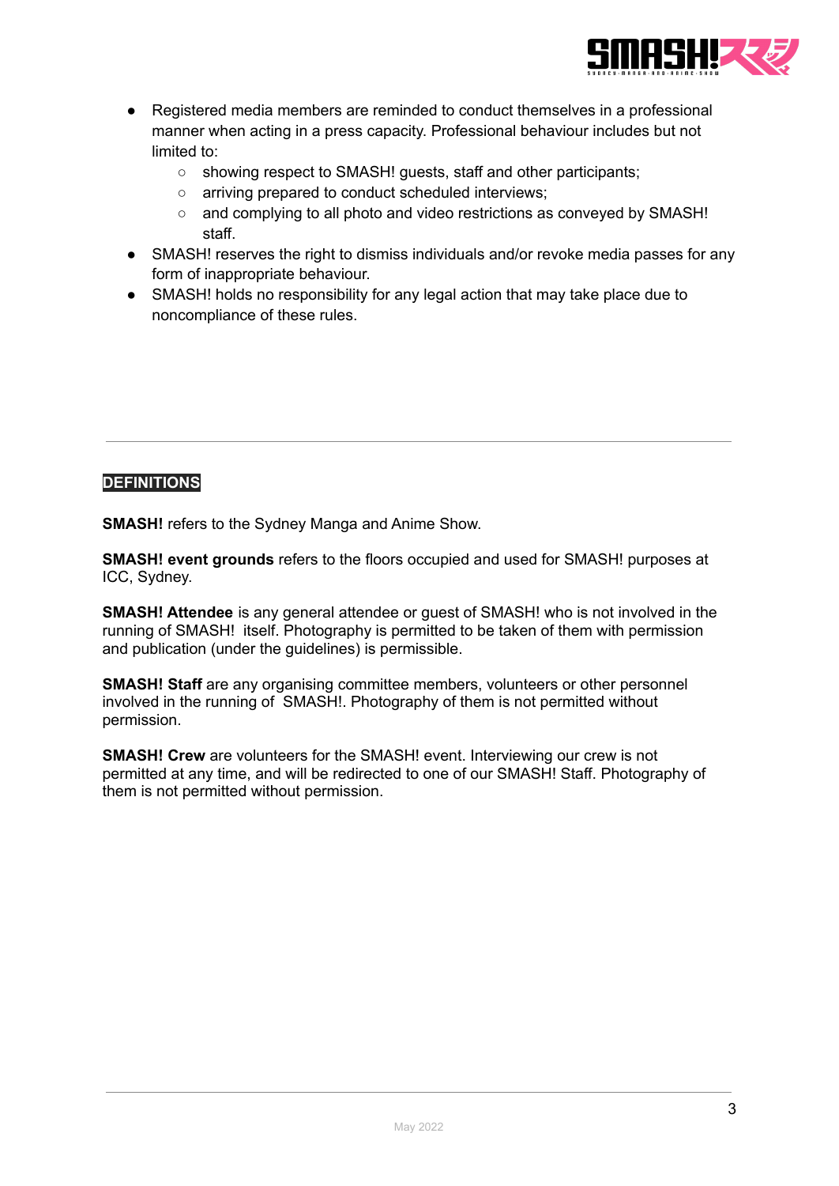- Registered media members are reminded to conduct themselves in a professional manner when acting in a press capacity. Professional behaviour includes but not limited to:
  - showing respect to SMASH! guests, staff and other participants;
  - arriving prepared to conduct scheduled interviews;
  - and complying to all photo and video restrictions as conveyed by SMASH! staff.
- SMASH! reserves the right to dismiss individuals and/or revoke media passes for any form of inappropriate behaviour.
- SMASH! holds no responsibility for any legal action that may take place due to noncompliance of these rules.

---

## DEFINITIONS

**SMASH!** refers to the Sydney Manga and Anime Show.

**SMASH! event grounds** refers to the floors occupied and used for SMASH! purposes at ICC, Sydney.

**SMASH! Attendee** is any general attendee or guest of SMASH! who is not involved in the running of SMASH! itself. Photography is permitted to be taken of them with permission and publication (under the guidelines) is permissible.

**SMASH! Staff** are any organising committee members, volunteers or other personnel involved in the running of SMASH!. Photography of them is not permitted without permission.

**SMASH! Crew** are volunteers for the SMASH! event. Interviewing our crew is not permitted at any time, and will be redirected to one of our SMASH! Staff. Photography of them is not permitted without permission.